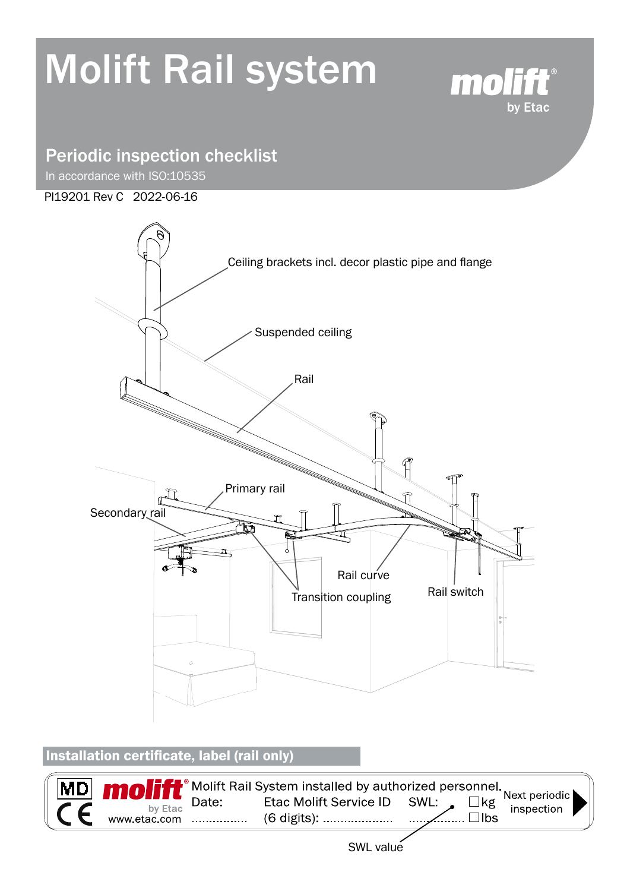# Molift Rail system

molift® by Etac

## Periodic inspection checklist

In accordance with ISO:10535

PI19201 Rev C 2022-06-16

Ceiling brackets incl. decor plastic pipe and flange

Suspended ceiling

Rail

Primary rail

Secondary rail

Rail curve

Transition coupling

Rail switch

## Installation certificate, label (rail only)

MD CE molift® by Etac www.etac.com

Molift Rail System installed by authorized personnel.

Date: ................

Etac Molift Service ID (6 digits): ....................

SWL: ................ ☐kg ☐lbs

Next periodic inspection

SWL value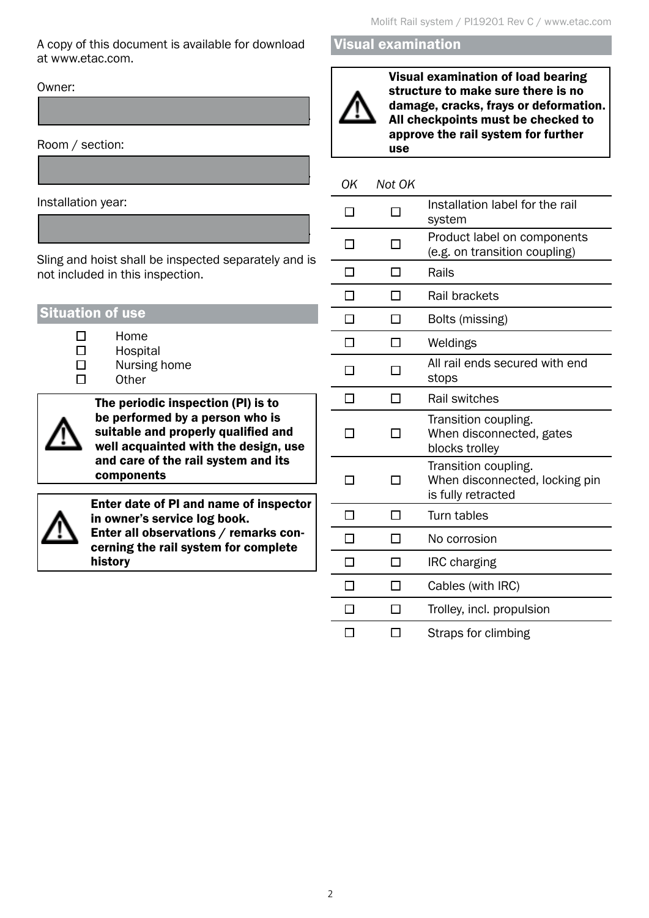A copy of this document is available for download at www.etac.com.

Owner:

Room / section:

Installation year:

Sling and hoist shall be inspected separately and is not included in this inspection.

## Situation of use

- ☐ Home
- ☐ Hospital
- ☐ Nursing home
- ☐ Other

⚠ **The periodic inspection (PI) is to be performed by a person who is suitable and properly qualified and well acquainted with the design, use and care of the rail system and its components**

⚠ **Enter date of PI and name of inspector in owner's service log book.**
**Enter all observations / remarks concerning the rail system for complete history**

## Visual examination

⚠ **Visual examination of load bearing structure to make sure there is no damage, cracks, frays or deformation. All checkpoints must be checked to approve the rail system for further use**

| *OK* | *Not OK* | |
|---|---|---|
| ☐ | ☐ | Installation label for the rail system |
| ☐ | ☐ | Product label on components (e.g. on transition coupling) |
| ☐ | ☐ | Rails |
| ☐ | ☐ | Rail brackets |
| ☐ | ☐ | Bolts (missing) |
| ☐ | ☐ | Weldings |
| ☐ | ☐ | All rail ends secured with end stops |
| ☐ | ☐ | Rail switches |
| ☐ | ☐ | Transition coupling. When disconnected, gates blocks trolley |
| ☐ | ☐ | Transition coupling. When disconnected, locking pin is fully retracted |
| ☐ | ☐ | Turn tables |
| ☐ | ☐ | No corrosion |
| ☐ | ☐ | IRC charging |
| ☐ | ☐ | Cables (with IRC) |
| ☐ | ☐ | Trolley, incl. propulsion |
| ☐ | ☐ | Straps for climbing |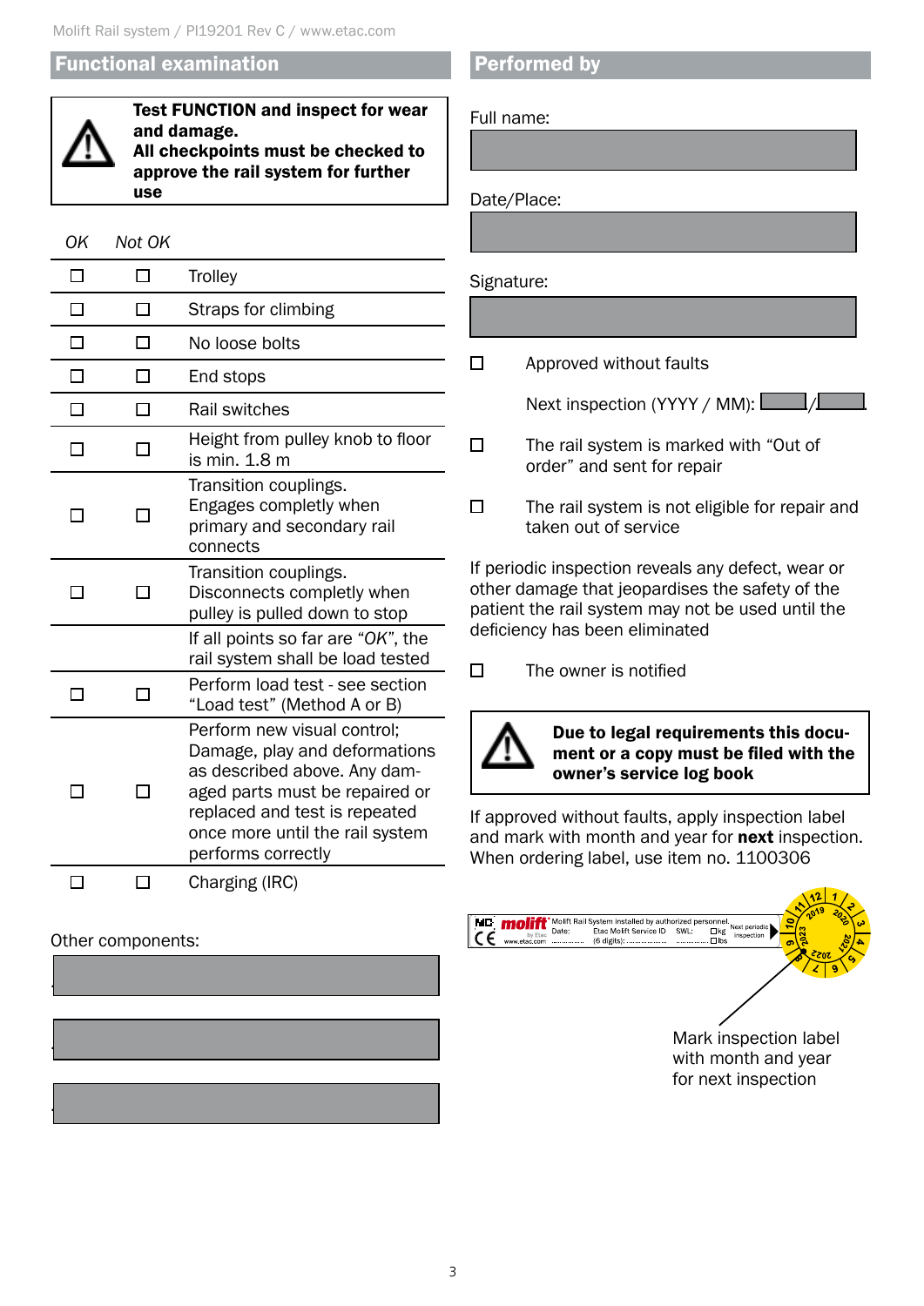## Functional examination

> ⚠ **Test FUNCTION and inspect for wear and damage.**
> **All checkpoints must be checked to approve the rail system for further use**

| *OK* | *Not OK* | |
|---|---|---|
| ☐ | ☐ | Trolley |
| ☐ | ☐ | Straps for climbing |
| ☐ | ☐ | No loose bolts |
| ☐ | ☐ | End stops |
| ☐ | ☐ | Rail switches |
| ☐ | ☐ | Height from pulley knob to floor is min. 1.8 m |
| ☐ | ☐ | Transition couplings. Engages completely when primary and secondary rail connects |
| ☐ | ☐ | Transition couplings. Disconnects completly when pulley is pulled down to stop |
| | | If all points so far are "*OK*", the rail system shall be load tested |
| ☐ | ☐ | Perform load test - see section "Load test" (Method A or B) |
| ☐ | ☐ | Perform new visual control; Damage, play and deformations as described above. Any damaged parts must be repaired or replaced and test is repeated once more until the rail system performs correctly |
| ☐ | ☐ | Charging (IRC) |

Other components:

______________________

______________________

______________________

## Performed by

Full name:

______________________

Date/Place:

______________________

Signature:

______________________

☐ Approved without faults

Next inspection (YYYY / MM): ______ / ______

☐ The rail system is marked with "Out of order" and sent for repair

☐ The rail system is not eligible for repair and taken out of service

If periodic inspection reveals any defect, wear or other damage that jeopardises the safety of the patient the rail system may not be used until the deficiency has been eliminated

☐ The owner is notified

> ⚠ **Due to legal requirements this document or a copy must be filed with the owner's service log book**

If approved without faults, apply inspection label and mark with month and year for **next** inspection. When ordering label, use item no. 1100306

Mark inspection label with month and year for next inspection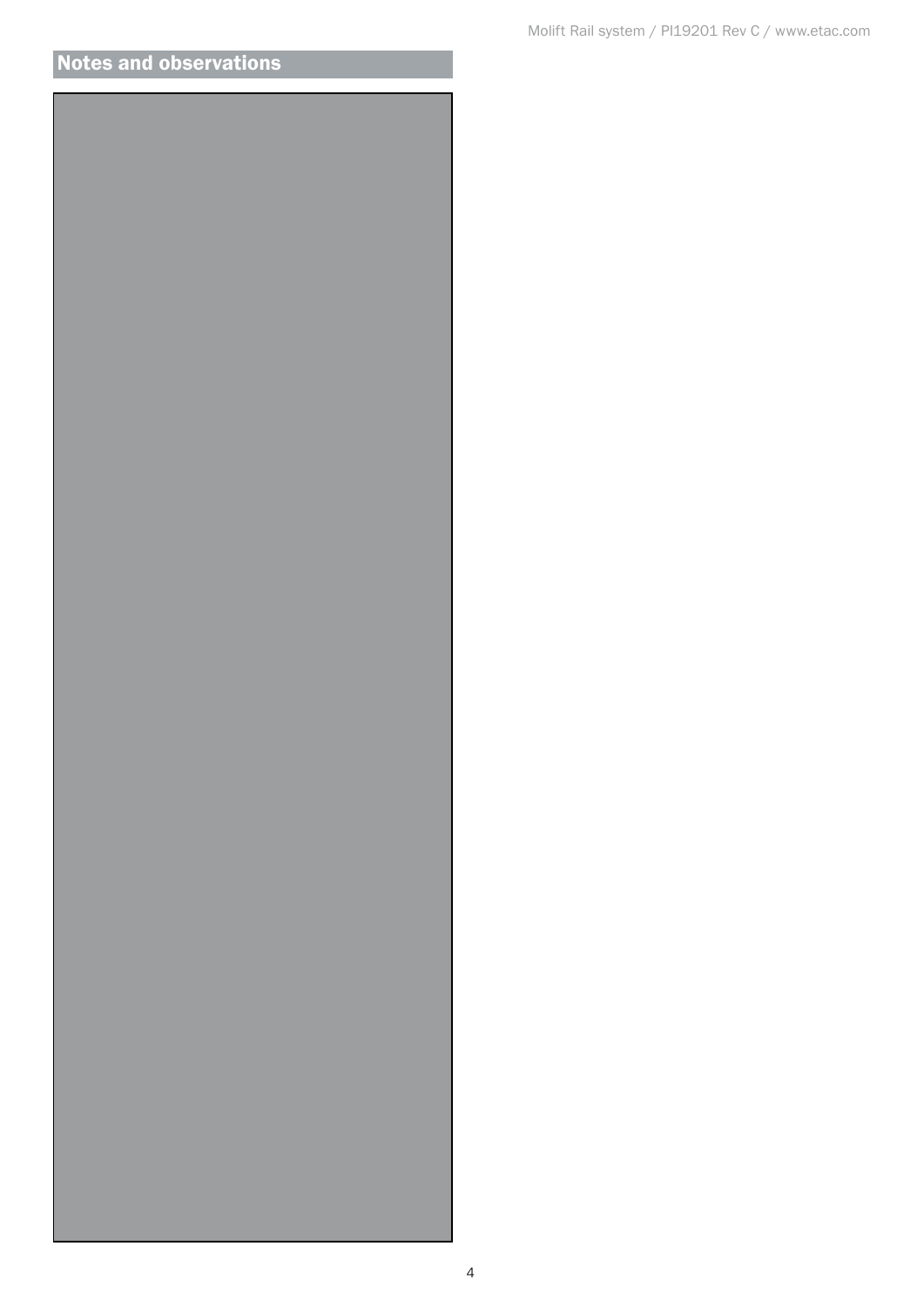## Notes and observations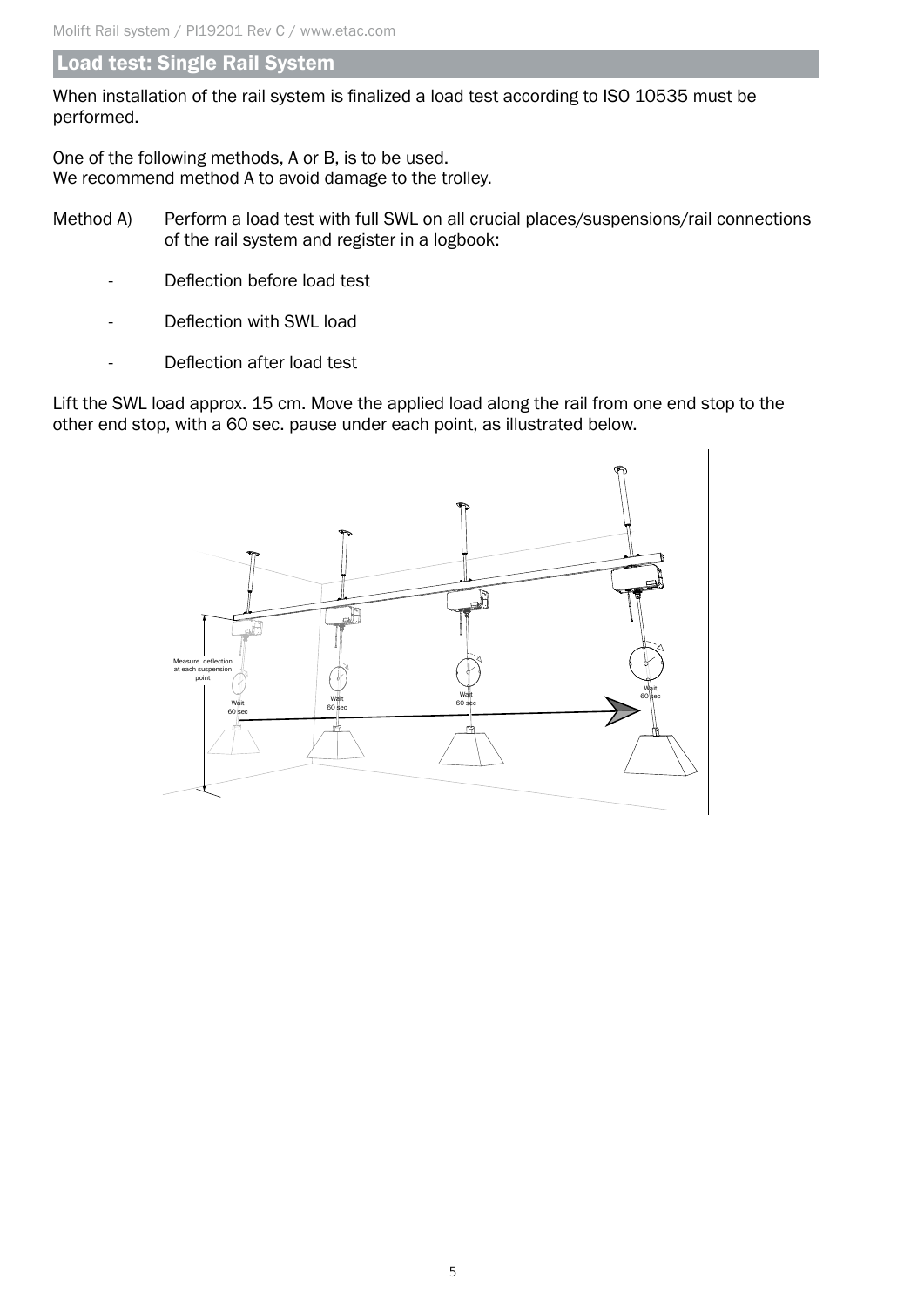## Load test: Single Rail System

When installation of the rail system is finalized a load test according to ISO 10535 must be performed.

One of the following methods, A or B, is to be used.
We recommend method A to avoid damage to the trolley.

Method A) Perform a load test with full SWL on all crucial places/suspensions/rail connections of the rail system and register in a logbook:

- Deflection before load test
- Deflection with SWL load
- Deflection after load test

Lift the SWL load approx. 15 cm. Move the applied load along the rail from one end stop to the other end stop, with a 60 sec. pause under each point, as illustrated below.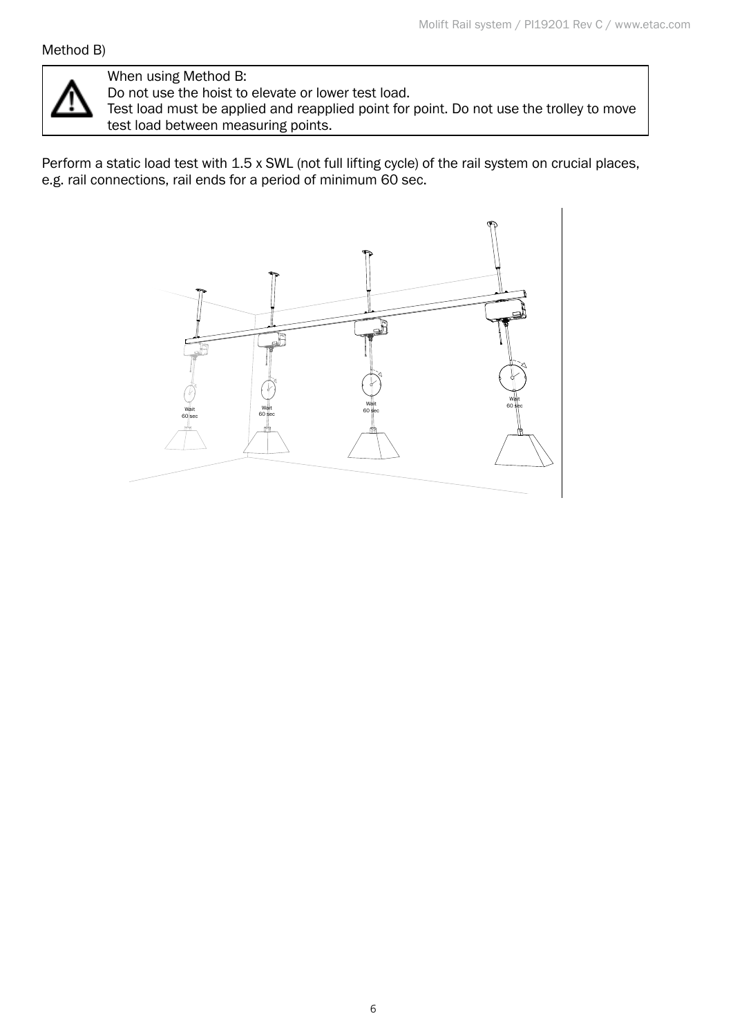Method B)

> ⚠ When using Method B:
> Do not use the hoist to elevate or lower test load.
> Test load must be applied and reapplied point for point. Do not use the trolley to move test load between measuring points.

Perform a static load test with 1.5 x SWL (not full lifting cycle) of the rail system on crucial places, e.g. rail connections, rail ends for a period of minimum 60 sec.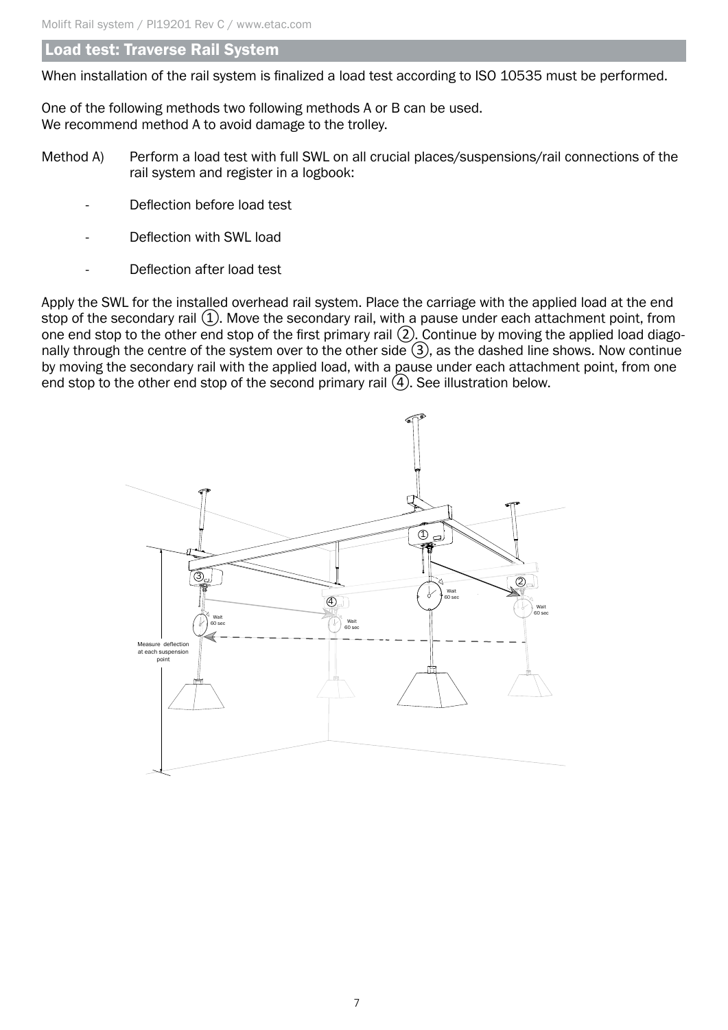## Load test: Traverse Rail System

When installation of the rail system is finalized a load test according to ISO 10535 must be performed.

One of the following methods two following methods A or B can be used.
We recommend method A to avoid damage to the trolley.

Method A) Perform a load test with full SWL on all crucial places/suspensions/rail connections of the rail system and register in a logbook:

- Deflection before load test
- Deflection with SWL load
- Deflection after load test

Apply the SWL for the installed overhead rail system. Place the carriage with the applied load at the end stop of the secondary rail ①. Move the secondary rail, with a pause under each attachment point, from one end stop to the other end stop of the first primary rail ②. Continue by moving the applied load diagonally through the centre of the system over to the other side ③, as the dashed line shows. Now continue by moving the secondary rail with the applied load, with a pause under each attachment point, from one end stop to the other end stop of the second primary rail ④. See illustration below.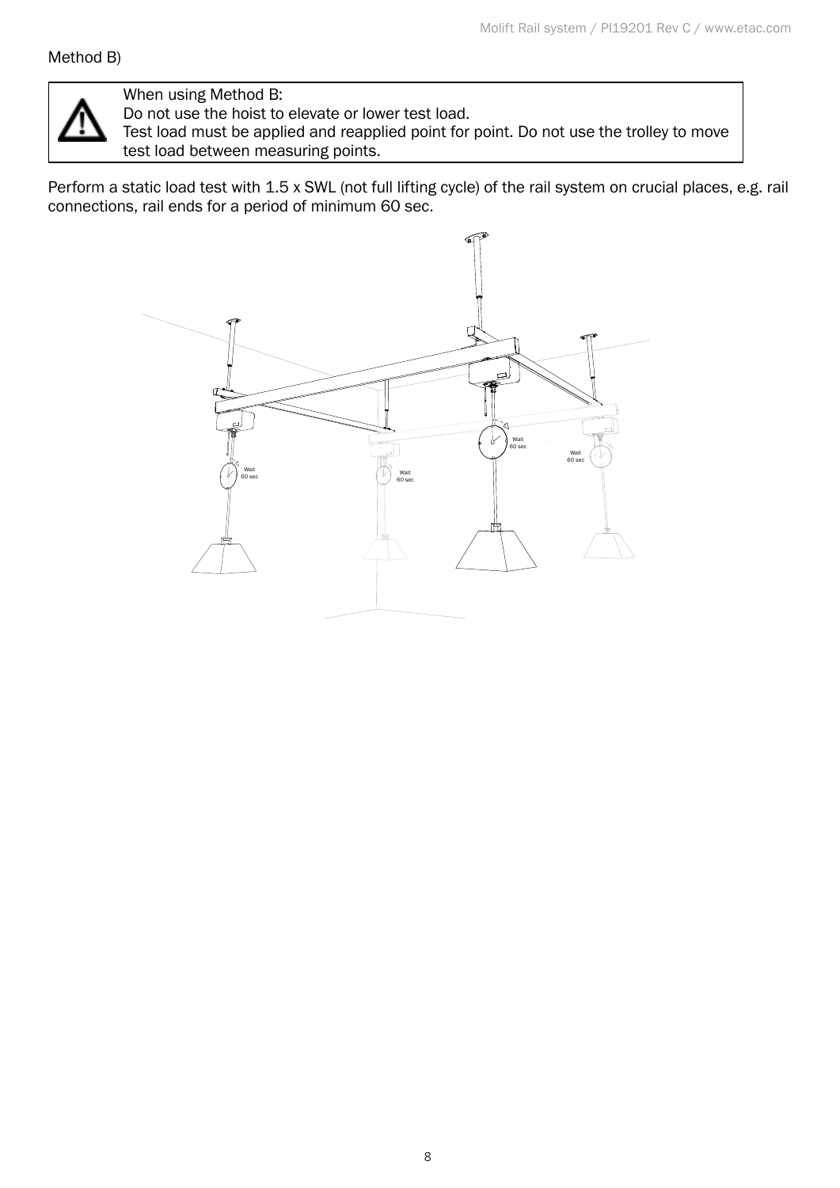Method B)

> ⚠ When using Method B:
> Do not use the hoist to elevate or lower test load.
> Test load must be applied and reapplied point for point. Do not use the trolley to move test load between measuring points.

Perform a static load test with 1.5 x SWL (not full lifting cycle) of the rail system on crucial places, e.g. rail connections, rail ends for a period of minimum 60 sec.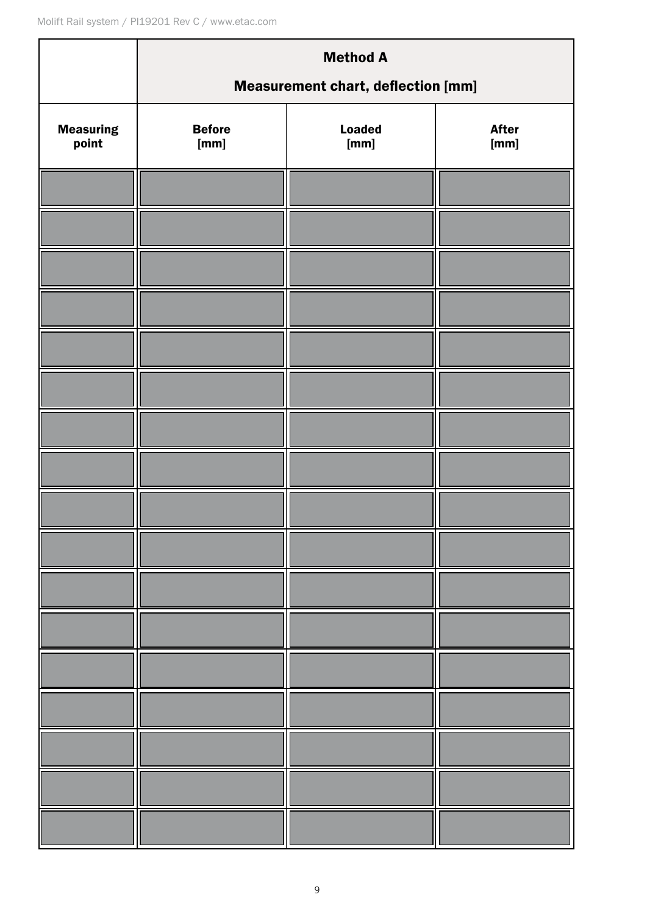| | Method A Measurement chart, deflection [mm] | | |
|---|---|---|---|
| **Measuring point** | **Before [mm]** | **Loaded [mm]** | **After [mm]** |
| | | | |
| | | | |
| | | | |
| | | | |
| | | | |
| | | | |
| | | | |
| | | | |
| | | | |
| | | | |
| | | | |
| | | | |
| | | | |
| | | | |
| | | | |
| | | | |
| | | | |